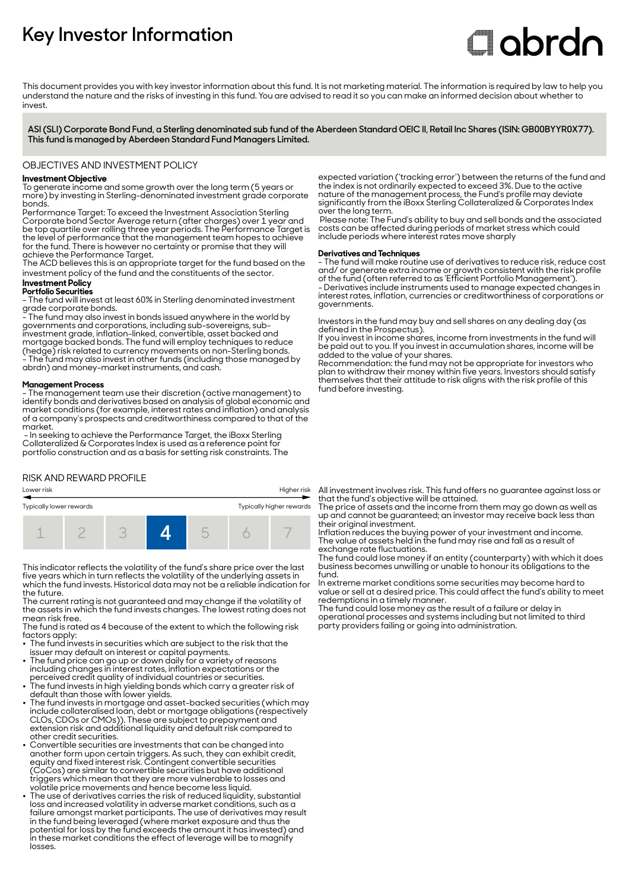# Key Investor Information

abrdn

This document provides you with key investor information about this fund. It is not marketing material. The information is required by law to help you understand the nature and the risks of investing in this fund. You are advised to read it so you can make an informed decision about whether to invest.

**ASI (SLI) Corporate Bond Fund, a Sterling denominated sub fund of the Aberdeen Standard OEIC II, Retail Inc Shares (ISIN: GB00BYYR0X77). This fund is managed by Aberdeen Standard Fund Managers Limited.**

## OBJECTIVES AND INVESTMENT POLICY

**Investment Objective**

To generate income and some growth over the long term (5 years or more) by investing in Sterling-denominated investment grade corporate bonds.

Performance Target: To exceed the Investment Association Sterling Corporate bond Sector Average return (after charges) over 1 year and be top quartile over rolling three year periods. The Performance Target is the level of performance that the management team hopes to achieve for the fund. There is however no certainty or promise that they will achieve the Performance Target.

The ACD believes this is an appropriate target for the fund based on the investment policy of the fund and the constituents of the sector.

**Investment Policy**

**Portfolio Securities**

- The fund will invest at least 60% in Sterling denominated investment grade corporate bonds.
- The fund may also invest in bonds issued anywhere in the world by governments and corporations, including sub-sovereigns, sub-investment grade, inflation-linked, convertible, asset backed and mortgage backed bonds. The fund will employ techniques to reduce (hedge) risk related to currency movements on non-Sterling bonds.
- The fund may also invest in other funds (including those managed by abrdn) and money-market instruments, and cash.

**Management Process**

- The management team use their discretion (active management) to identify bonds and derivatives based on analysis of global economic and market conditions (for example, interest rates and inflation) and analysis of a company's prospects and creditworthiness compared to that of the market.
- In seeking to achieve the Performance Target, the iBoxx Sterling Collateralized & Corporates Index is used as a reference point for portfolio construction and as a basis for setting risk constraints. The expected variation ('tracking error') between the returns of the fund and the index is not ordinarily expected to exceed 3%. Due to the active nature of the management process, the Fund's profile may deviate significantly from the iBoxx Sterling Collateralized & Corporates Index over the long term.

Please note: The Fund's ability to buy and sell bonds and the associated costs can be affected during periods of market stress which could include periods where interest rates move sharply

**Derivatives and Techniques**

- The fund will make routine use of derivatives to reduce risk, reduce cost and/ or generate extra income or growth consistent with the risk profile of the fund (often referred to as 'Efficient Portfolio Management').
- Derivatives include instruments used to manage expected changes in interest rates, inflation, currencies or creditworthiness of corporations or governments.

Investors in the fund may buy and sell shares on any dealing day (as defined in the Prospectus).

If you invest in income shares, income from investments in the fund will be paid out to you. If you invest in accumulation shares, income will be added to the value of your shares.

Recommendation: the fund may not be appropriate for investors who plan to withdraw their money within five years. Investors should satisfy themselves that their attitude to risk aligns with the risk profile of this fund before investing.

## RISK AND REWARD PROFILE

Lower risk — Higher risk

Typically lower rewards — Typically higher rewards

| 1 | 2 | 3 | **4** | 5 | 6 | 7 |
|---|---|---|---|---|---|---|

This indicator reflects the volatility of the fund's share price over the last five years which in turn reflects the volatility of the underlying assets in which the fund invests. Historical data may not be a reliable indication for the future.

The current rating is not guaranteed and may change if the volatility of the assets in which the fund invests changes. The lowest rating does not mean risk free.

The fund is rated as 4 because of the extent to which the following risk factors apply:

- The fund invests in securities which are subject to the risk that the issuer may default on interest or capital payments.
- The fund price can go up or down daily for a variety of reasons including changes in interest rates, inflation expectations or the perceived credit quality of individual countries or securities.
- The fund invests in high yielding bonds which carry a greater risk of default than those with lower yields.
- The fund invests in mortgage and asset-backed securities (which may include collateralised loan, debt or mortgage obligations (respectively CLOs, CDOs or CMOs)). These are subject to prepayment and extension risk and additional liquidity and default risk compared to other credit securities.
- Convertible securities are investments that can be changed into another form upon certain triggers. As such, they can exhibit credit, equity and fixed interest risk. Contingent convertible securities (CoCos) are similar to convertible securities but have additional triggers which mean that they are more vulnerable to losses and volatile price movements and hence become less liquid.
- The use of derivatives carries the risk of reduced liquidity, substantial loss and increased volatility in adverse market conditions, such as a failure amongst market participants. The use of derivatives may result in the fund being leveraged (where market exposure and thus the potential for loss by the fund exceeds the amount it has invested) and in these market conditions the effect of leverage will be to magnify losses.

All investment involves risk. This fund offers no guarantee against loss or that the fund's objective will be attained.

The price of assets and the income from them may go down as well as up and cannot be guaranteed; an investor may receive back less than their original investment.

Inflation reduces the buying power of your investment and income.

The value of assets held in the fund may rise and fall as a result of exchange rate fluctuations.

The fund could lose money if an entity (counterparty) with which it does business becomes unwilling or unable to honour its obligations to the fund.

In extreme market conditions some securities may become hard to value or sell at a desired price. This could affect the fund's ability to meet redemptions in a timely manner.

The fund could lose money as the result of a failure or delay in operational processes and systems including but not limited to third party providers failing or going into administration.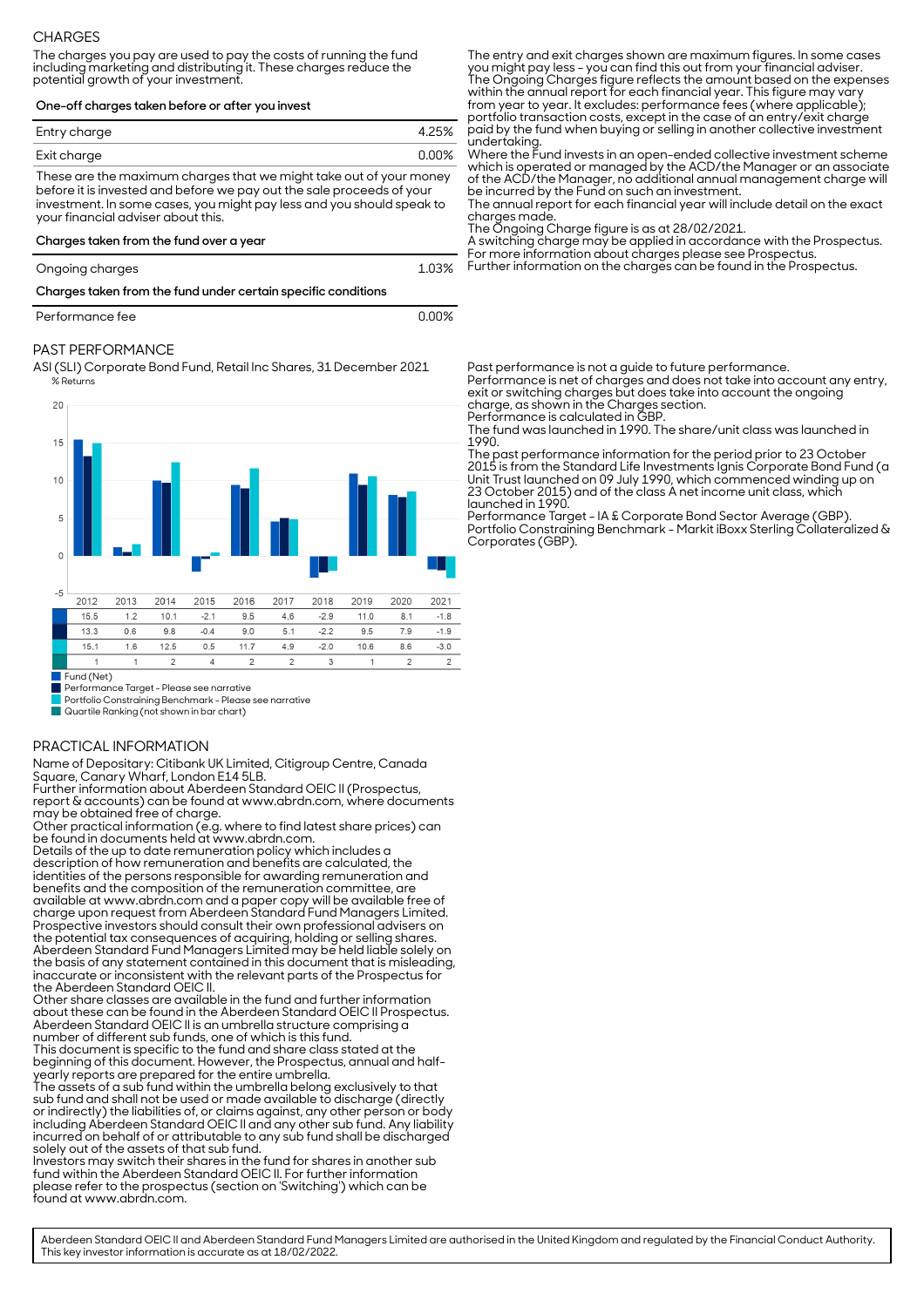## CHARGES

The charges you pay are used to pay the costs of running the fund including marketing and distributing it. These charges reduce the potential growth of your investment.

| One-off charges taken before or after you invest | |
|---|---|
| Entry charge | 4.25% |
| Exit charge | 0.00% |

These are the maximum charges that we might take out of your money before it is invested and before we pay out the sale proceeds of your investment. In some cases, you might pay less and you should speak to your financial adviser about this.

| Charges taken from the fund over a year | |
|---|---|
| Ongoing charges | 1.03% |

| Charges taken from the fund under certain specific conditions | |
|---|---|
| Performance fee | 0.00% |

The entry and exit charges shown are maximum figures. In some cases you might pay less - you can find this out from your financial adviser. The Ongoing Charges figure reflects the amount based on the expenses within the annual report for each financial year. This figure may vary from year to year. It excludes: performance fees (where applicable); portfolio transaction costs, except in the case of an entry/exit charge paid by the fund when buying or selling in another collective investment undertaking.

Where the Fund invests in an open-ended collective investment scheme which is operated or managed by the ACD/the Manager or an associate of the ACD/the Manager, no additional annual management charge will be incurred by the Fund on such an investment.

The annual report for each financial year will include detail on the exact charges made.

The Ongoing Charge figure is as at 28/02/2021.

A switching charge may be applied in accordance with the Prospectus.

For more information about charges please see Prospectus.

Further information on the charges can be found in the Prospectus.

## PAST PERFORMANCE

ASI (SLI) Corporate Bond Fund, Retail Inc Shares, 31 December 2021

% Returns

20
15
10
5
0
-5

| | 2012 | 2013 | 2014 | 2015 | 2016 | 2017 | 2018 | 2019 | 2020 | 2021 |
|---|---|---|---|---|---|---|---|---|---|---|
| Fund (Net) | 15.5 | 1.2 | 10.1 | -2.1 | 9.5 | 4.6 | -2.9 | 11.0 | 8.1 | -1.8 |
| Performance Target - Please see narrative | 13.3 | 0.6 | 9.8 | -0.4 | 9.0 | 5.1 | -2.2 | 9.5 | 7.9 | -1.9 |
| Portfolio Constraining Benchmark - Please see narrative | 15.1 | 1.6 | 12.5 | 0.5 | 11.7 | 4.9 | -2.0 | 10.6 | 8.6 | -3.0 |
| Quartile Ranking (not shown in bar chart) | 1 | 1 | 2 | 4 | 2 | 2 | 3 | 1 | 2 | 2 |

Past performance is not a guide to future performance.

Performance is net of charges and does not take into account any entry, exit or switching charges but does take into account the ongoing charge, as shown in the Charges section.

Performance is calculated in GBP.

The fund was launched in 1990. The share/unit class was launched in 1990.

The past performance information for the period prior to 23 October 2015 is from the Standard Life Investments Ignis Corporate Bond Fund (a Unit Trust launched on 09 July 1990, which commenced winding up on 23 October 2015) and of the class A net income unit class, which launched in 1990.

Performance Target - IA £ Corporate Bond Sector Average (GBP).

Portfolio Constraining Benchmark - Markit iBoxx Sterling Collateralized & Corporates (GBP).

## PRACTICAL INFORMATION

Name of Depositary: Citibank UK Limited, Citigroup Centre, Canada Square, Canary Wharf, London E14 5LB.

Further information about Aberdeen Standard OEIC II (Prospectus, report & accounts) can be found at www.abrdn.com, where documents may be obtained free of charge.

Other practical information (e.g. where to find latest share prices) can be found in documents held at www.abrdn.com.

Details of the up to date remuneration policy which includes a description of how remuneration and benefits are calculated, the identities of the persons responsible for awarding remuneration and benefits and the composition of the remuneration committee, are available at www.abrdn.com and a paper copy will be available free of charge upon request from Aberdeen Standard Fund Managers Limited.

Prospective investors should consult their own professional advisers on the potential tax consequences of acquiring, holding or selling shares.

Aberdeen Standard Fund Managers Limited may be held liable solely on the basis of any statement contained in this document that is misleading, inaccurate or inconsistent with the relevant parts of the Prospectus for the Aberdeen Standard OEIC II.

Other share classes are available in the fund and further information about these can be found in the Aberdeen Standard OEIC II Prospectus.

Aberdeen Standard OEIC II is an umbrella structure comprising a number of different sub funds, one of which is this fund.

This document is specific to the fund and share class stated at the beginning of this document. However, the Prospectus, annual and half-yearly reports are prepared for the entire umbrella.

The assets of a sub fund within the umbrella belong exclusively to that sub fund and shall not be used or made available to discharge (directly or indirectly) the liabilities of, or claims against, any other person or body including Aberdeen Standard OEIC II and any other sub fund. Any liability incurred on behalf of or attributable to any sub fund shall be discharged solely out of the assets of that sub fund.

Investors may switch their shares in the fund for shares in another sub fund within the Aberdeen Standard OEIC II. For further information please refer to the prospectus (section on 'Switching') which can be found at www.abrdn.com.

Aberdeen Standard OEIC II and Aberdeen Standard Fund Managers Limited are authorised in the United Kingdom and regulated by the Financial Conduct Authority. This key investor information is accurate as at 18/02/2022.